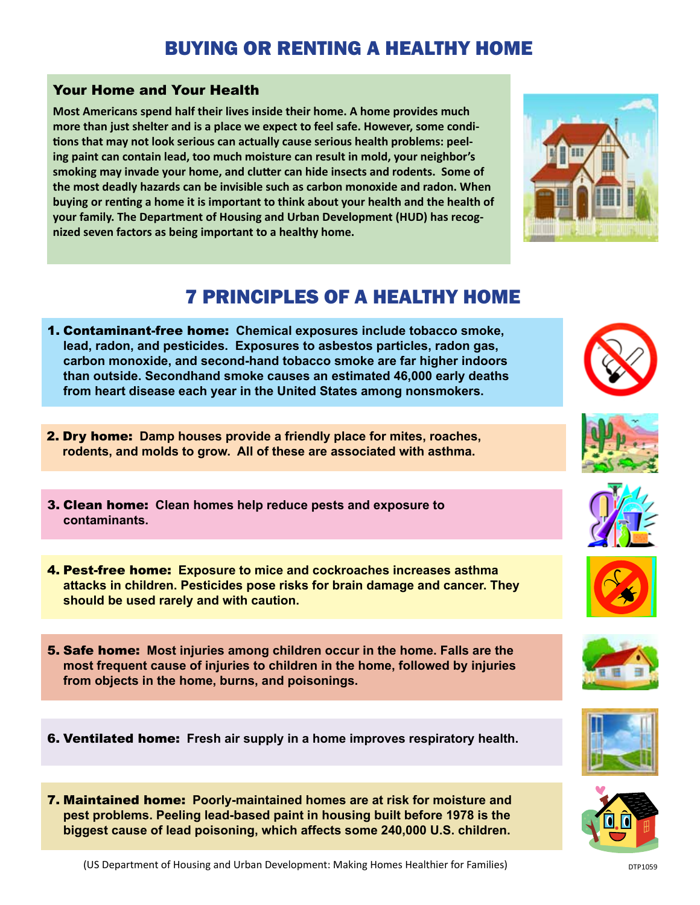# BUYING OR RENTING A HEALTHY HOME

## Your Home and Your Health

**Most Americans spend half their lives inside their home. A home provides much more than just shelter and is a place we expect to feel safe. However, some conditions that may not look serious can actually cause serious health problems: peeling paint can contain lead, too much moisture can result in mold, your neighbor's smoking may invade your home, and clutter can hide insects and rodents. Some of the most deadly hazards can be invisible such as carbon monoxide and radon. When buying or renting a home it is important to think about your health and the health of your family. The Department of Housing and Urban Development (HUD) has recognized seven factors as being important to a healthy home.**

## 7 PRINCIPLES OF A HEALTHY HOME

1. **Contaminant-free home:** Chemical exposures include tobacco smoke, lead, radon, and pesticides. Exposures to asbestos particles, radon gas, carbon monoxide, and second-hand tobacco smoke are far higher indoors than outside. Secondhand smoke causes an estimated 46,000 early deaths from heart disease each year in the United States among nonsmokers.

2. **Dry home:** Damp houses provide a friendly place for mites, roaches, rodents, and molds to grow. All of these are associated with asthma.

3. **Clean home:** Clean homes help reduce pests and exposure to contaminants.

4. **Pest-free home:** Exposure to mice and cockroaches increases asthma attacks in children. Pesticides pose risks for brain damage and cancer. They should be used rarely and with caution.

5. **Safe home:** Most injuries among children occur in the home. Falls are the most frequent cause of injuries to children in the home, followed by injuries from objects in the home, burns, and poisonings.

6. **Ventilated home:** Fresh air supply in a home improves respiratory health.

7. **Maintained home:** Poorly-maintained homes are at risk for moisture and pest problems. Peeling lead-based paint in housing built before 1978 is the biggest cause of lead poisoning, which affects some 240,000 U.S. children.

(US Department of Housing and Urban Development: Making Homes Healthier for Families)

DTP1059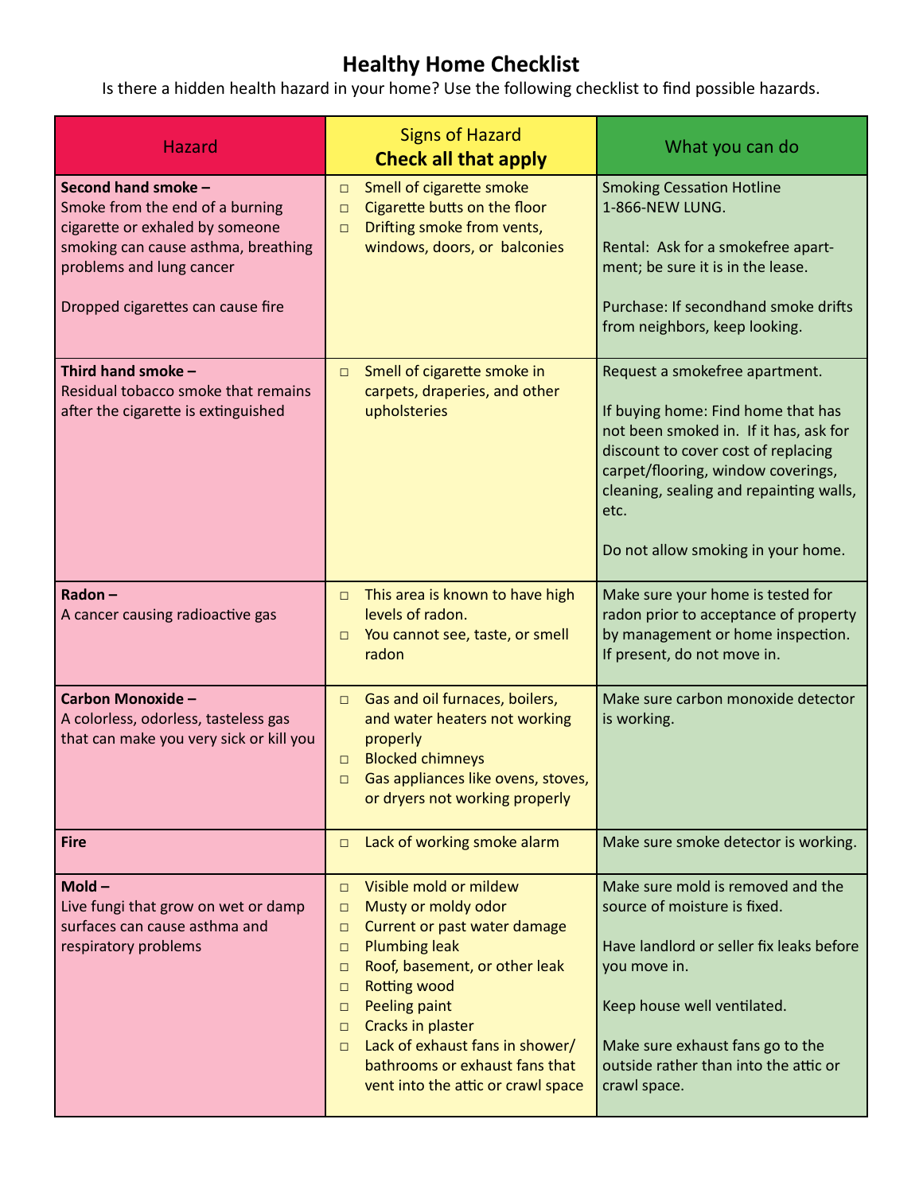# Healthy Home Checklist

Is there a hidden health hazard in your home? Use the following checklist to find possible hazards.

| Hazard | Signs of Hazard **Check all that apply** | What you can do |
|---|---|---|
| **Second hand smoke –** Smoke from the end of a burning cigarette or exhaled by someone smoking can cause asthma, breathing problems and lung cancer<br><br>Dropped cigarettes can cause fire | □ Smell of cigarette smoke<br>□ Cigarette butts on the floor<br>□ Drifting smoke from vents, windows, doors, or balconies | Smoking Cessation Hotline 1-866-NEW LUNG.<br><br>Rental: Ask for a smokefree apartment; be sure it is in the lease.<br><br>Purchase: If secondhand smoke drifts from neighbors, keep looking. |
| **Third hand smoke –** Residual tobacco smoke that remains after the cigarette is extinguished | □ Smell of cigarette smoke in carpets, draperies, and other upholsteries | Request a smokefree apartment.<br><br>If buying home: Find home that has not been smoked in. If it has, ask for discount to cover cost of replacing carpet/flooring, window coverings, cleaning, sealing and repainting walls, etc.<br><br>Do not allow smoking in your home. |
| **Radon –** A cancer causing radioactive gas | □ This area is known to have high levels of radon.<br>□ You cannot see, taste, or smell radon | Make sure your home is tested for radon prior to acceptance of property by management or home inspection. If present, do not move in. |
| **Carbon Monoxide –** A colorless, odorless, tasteless gas that can make you very sick or kill you | □ Gas and oil furnaces, boilers, and water heaters not working properly<br>□ Blocked chimneys<br>□ Gas appliances like ovens, stoves, or dryers not working properly | Make sure carbon monoxide detector is working. |
| **Fire** | □ Lack of working smoke alarm | Make sure smoke detector is working. |
| **Mold –** Live fungi that grow on wet or damp surfaces can cause asthma and respiratory problems | □ Visible mold or mildew<br>□ Musty or moldy odor<br>□ Current or past water damage<br>□ Plumbing leak<br>□ Roof, basement, or other leak<br>□ Rotting wood<br>□ Peeling paint<br>□ Cracks in plaster<br>□ Lack of exhaust fans in shower/ bathrooms or exhaust fans that vent into the attic or crawl space | Make sure mold is removed and the source of moisture is fixed.<br><br>Have landlord or seller fix leaks before you move in.<br><br>Keep house well ventilated.<br><br>Make sure exhaust fans go to the outside rather than into the attic or crawl space. |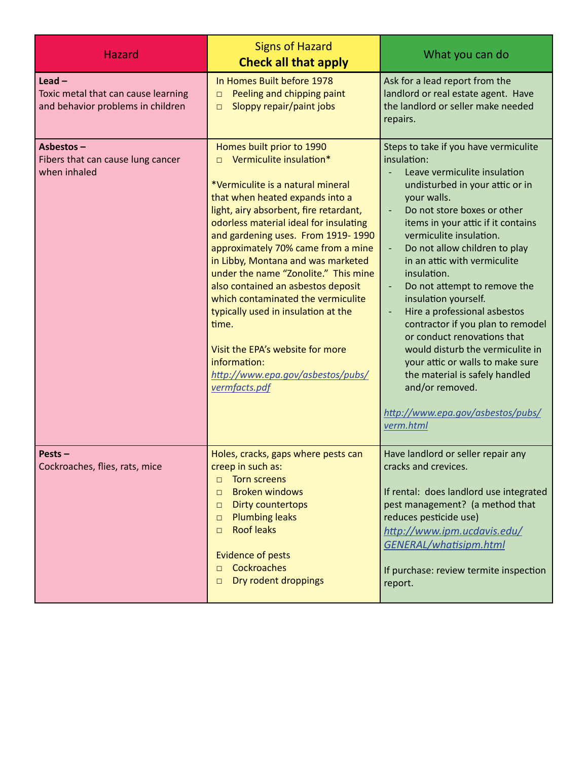| Hazard | Signs of Hazard **Check all that apply** | What you can do |
|---|---|---|
| **Lead –** Toxic metal that can cause learning and behavior problems in children | In Homes Built before 1978<br>□ Peeling and chipping paint<br>□ Sloppy repair/paint jobs | Ask for a lead report from the landlord or real estate agent. Have the landlord or seller make needed repairs. |
| **Asbestos –** Fibers that can cause lung cancer when inhaled | Homes built prior to 1990<br>□ Vermiculite insulation*<br><br>*Vermiculite is a natural mineral that when heated expands into a light, airy absorbent, fire retardant, odorless material ideal for insulating and gardening uses. From 1919- 1990 approximately 70% came from a mine in Libby, Montana and was marketed under the name "Zonolite." This mine also contained an asbestos deposit which contaminated the vermiculite typically used in insulation at the time.<br><br>Visit the EPA's website for more information: *http://www.epa.gov/asbestos/pubs/vermfacts.pdf* | Steps to take if you have vermiculite insulation:<br>- Leave vermiculite insulation undisturbed in your attic or in your walls.<br>- Do not store boxes or other items in your attic if it contains vermiculite insulation.<br>- Do not allow children to play in an attic with vermiculite insulation.<br>- Do not attempt to remove the insulation yourself.<br>- Hire a professional asbestos contractor if you plan to remodel or conduct renovations that would disturb the vermiculite in your attic or walls to make sure the material is safely handled and/or removed.<br><br>*http://www.epa.gov/asbestos/pubs/verm.html* |
| **Pests –** Cockroaches, flies, rats, mice | Holes, cracks, gaps where pests can creep in such as:<br>□ Torn screens<br>□ Broken windows<br>□ Dirty countertops<br>□ Plumbing leaks<br>□ Roof leaks<br><br>Evidence of pests<br>□ Cockroaches<br>□ Dry rodent droppings | Have landlord or seller repair any cracks and crevices.<br><br>If rental: does landlord use integrated pest management? (a method that reduces pesticide use) *http://www.ipm.ucdavis.edu/GENERAL/whatisipm.html*<br><br>If purchase: review termite inspection report. |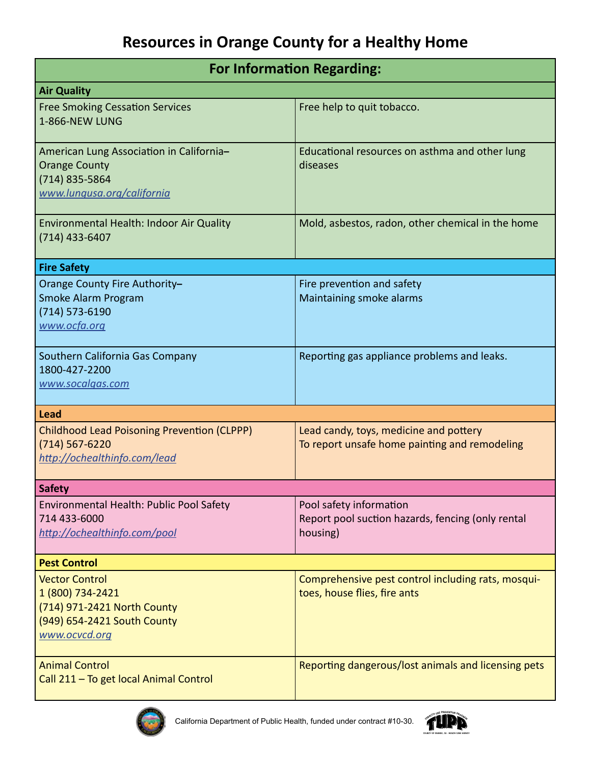# Resources in Orange County for a Healthy Home

| For Information Regarding: | |
|---|---|
| **Air Quality** | |
| Free Smoking Cessation Services<br>1-866-NEW LUNG | Free help to quit tobacco. |
| American Lung Association in California–<br>Orange County<br>(714) 835-5864<br>*www.lungusa.org/california* | Educational resources on asthma and other lung diseases |
| Environmental Health: Indoor Air Quality<br>(714) 433-6407 | Mold, asbestos, radon, other chemical in the home |
| **Fire Safety** | |
| Orange County Fire Authority–<br>Smoke Alarm Program<br>(714) 573-6190<br>*www.ocfa.org* | Fire prevention and safety<br>Maintaining smoke alarms |
| Southern California Gas Company<br>1800-427-2200<br>*www.socalgas.com* | Reporting gas appliance problems and leaks. |
| **Lead** | |
| Childhood Lead Poisoning Prevention (CLPPP)<br>(714) 567-6220<br>*http://ochealthinfo.com/lead* | Lead candy, toys, medicine and pottery<br>To report unsafe home painting and remodeling |
| **Safety** | |
| Environmental Health: Public Pool Safety<br>714 433-6000<br>*http://ochealthinfo.com/pool* | Pool safety information<br>Report pool suction hazards, fencing (only rental housing) |
| **Pest Control** | |
| Vector Control<br>1 (800) 734-2421<br>(714) 971-2421 North County<br>(949) 654-2421 South County<br>*www.ocvcd.org* | Comprehensive pest control including rats, mosquitoes, house flies, fire ants |
| Animal Control<br>Call 211 – To get local Animal Control | Reporting dangerous/lost animals and licensing pets |

California Department of Public Health, funded under contract #10-30.